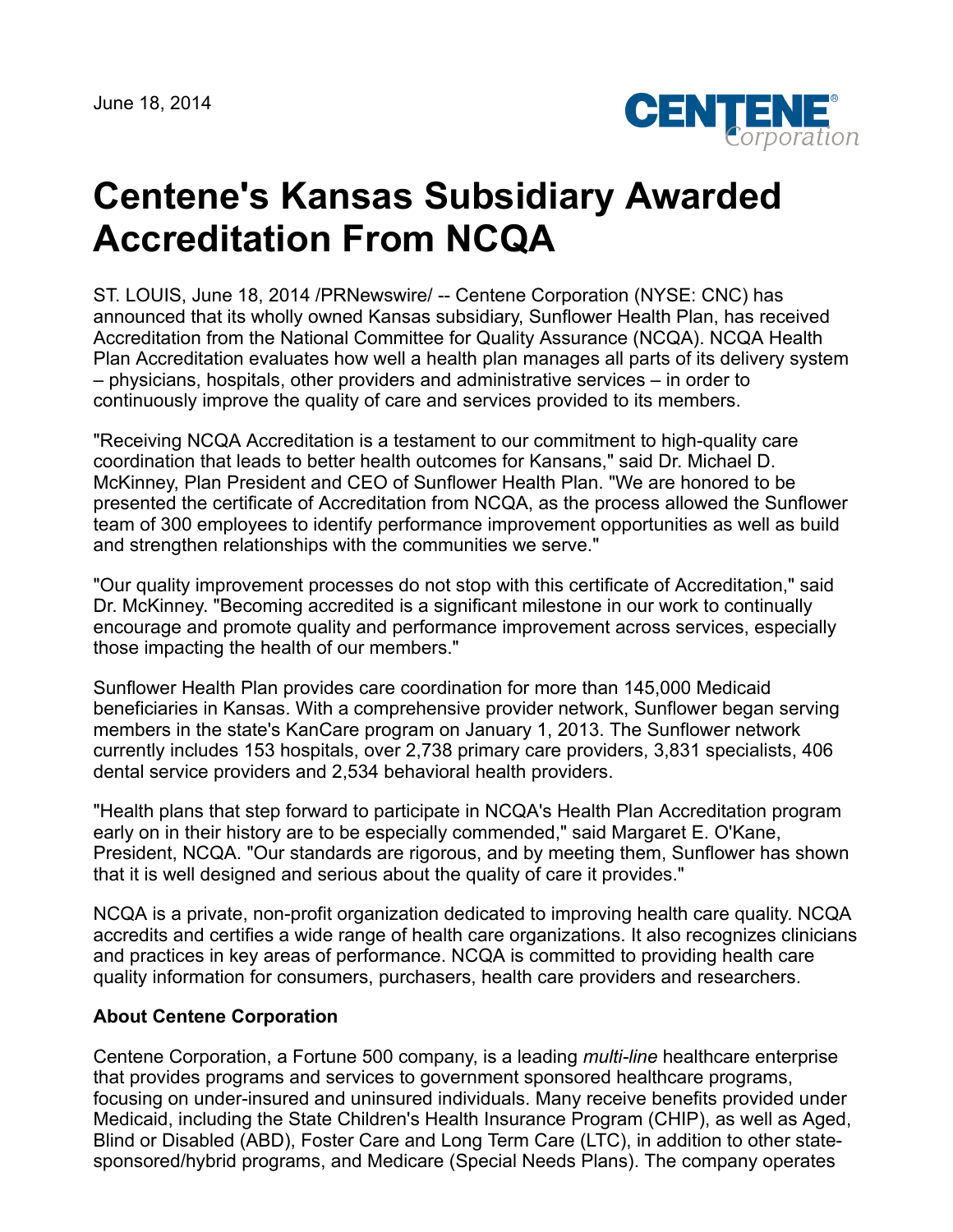June 18, 2014

# Centene's Kansas Subsidiary Awarded Accreditation From NCQA

ST. LOUIS, June 18, 2014 /PRNewswire/ -- Centene Corporation (NYSE: CNC) has announced that its wholly owned Kansas subsidiary, Sunflower Health Plan, has received Accreditation from the National Committee for Quality Assurance (NCQA). NCQA Health Plan Accreditation evaluates how well a health plan manages all parts of its delivery system – physicians, hospitals, other providers and administrative services – in order to continuously improve the quality of care and services provided to its members.

"Receiving NCQA Accreditation is a testament to our commitment to high-quality care coordination that leads to better health outcomes for Kansans," said Dr. Michael D. McKinney, Plan President and CEO of Sunflower Health Plan. "We are honored to be presented the certificate of Accreditation from NCQA, as the process allowed the Sunflower team of 300 employees to identify performance improvement opportunities as well as build and strengthen relationships with the communities we serve."

"Our quality improvement processes do not stop with this certificate of Accreditation," said Dr. McKinney. "Becoming accredited is a significant milestone in our work to continually encourage and promote quality and performance improvement across services, especially those impacting the health of our members."

Sunflower Health Plan provides care coordination for more than 145,000 Medicaid beneficiaries in Kansas. With a comprehensive provider network, Sunflower began serving members in the state's KanCare program on January 1, 2013. The Sunflower network currently includes 153 hospitals, over 2,738 primary care providers, 3,831 specialists, 406 dental service providers and 2,534 behavioral health providers.

"Health plans that step forward to participate in NCQA's Health Plan Accreditation program early on in their history are to be especially commended," said Margaret E. O'Kane, President, NCQA. "Our standards are rigorous, and by meeting them, Sunflower has shown that it is well designed and serious about the quality of care it provides."

NCQA is a private, non-profit organization dedicated to improving health care quality. NCQA accredits and certifies a wide range of health care organizations. It also recognizes clinicians and practices in key areas of performance. NCQA is committed to providing health care quality information for consumers, purchasers, health care providers and researchers.

**About Centene Corporation**

Centene Corporation, a Fortune 500 company, is a leading *multi-line* healthcare enterprise that provides programs and services to government sponsored healthcare programs, focusing on under-insured and uninsured individuals. Many receive benefits provided under Medicaid, including the State Children's Health Insurance Program (CHIP), as well as Aged, Blind or Disabled (ABD), Foster Care and Long Term Care (LTC), in addition to other state-sponsored/hybrid programs, and Medicare (Special Needs Plans). The company operates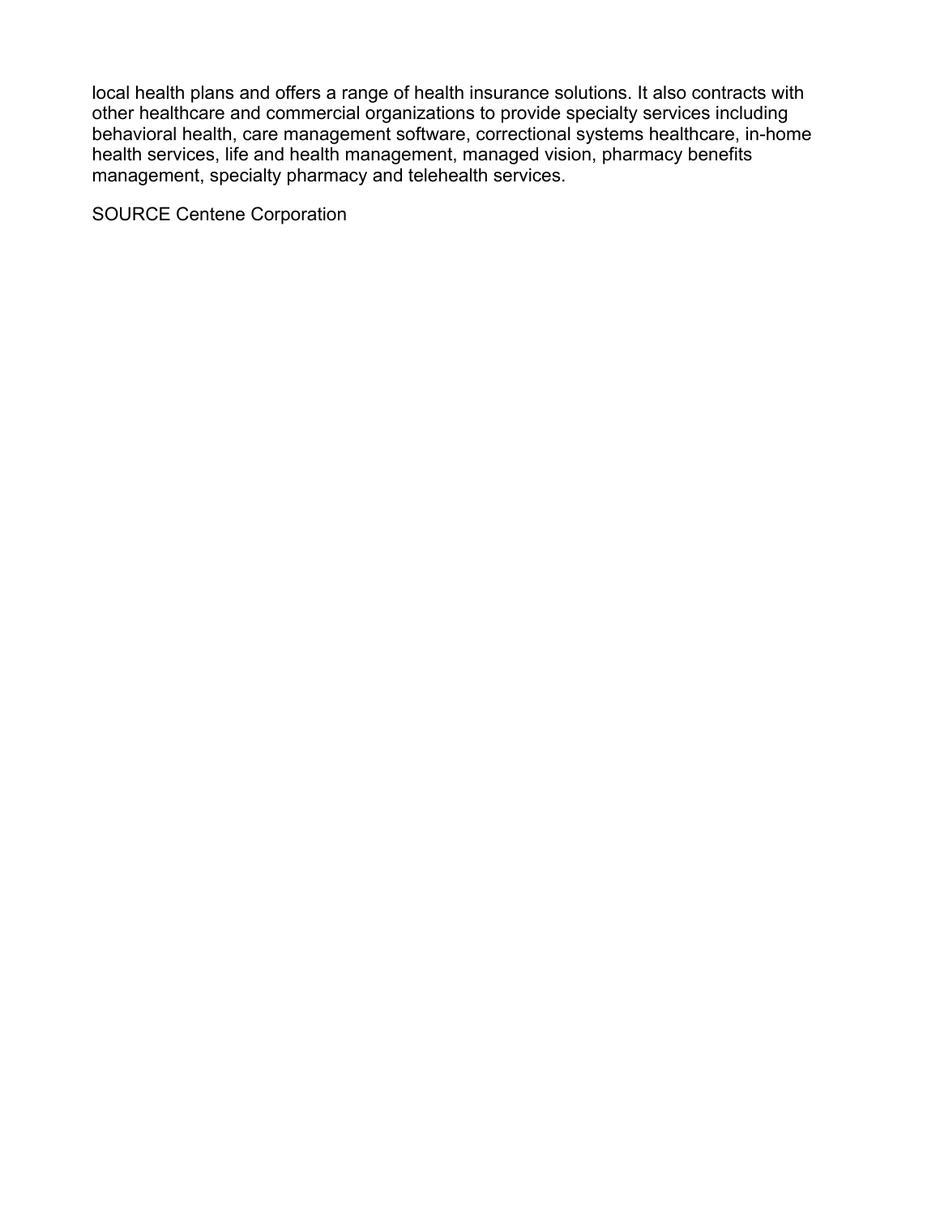local health plans and offers a range of health insurance solutions. It also contracts with other healthcare and commercial organizations to provide specialty services including behavioral health, care management software, correctional systems healthcare, in-home health services, life and health management, managed vision, pharmacy benefits management, specialty pharmacy and telehealth services.

SOURCE Centene Corporation